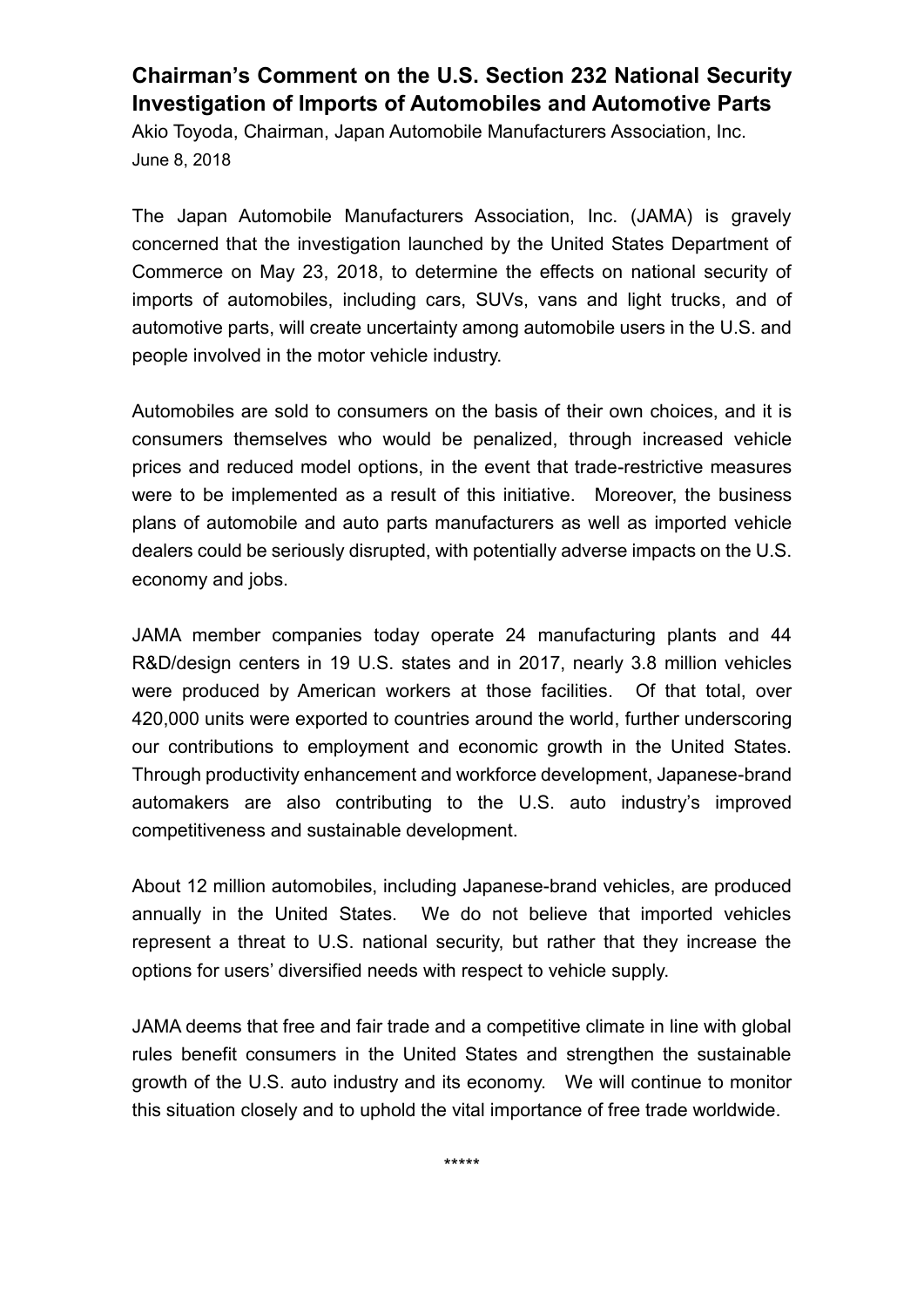# Chairman's Comment on the U.S. Section 232 National Security Investigation of Imports of Automobiles and Automotive Parts

Akio Toyoda, Chairman, Japan Automobile Manufacturers Association, Inc.
June 8, 2018

The Japan Automobile Manufacturers Association, Inc. (JAMA) is gravely concerned that the investigation launched by the United States Department of Commerce on May 23, 2018, to determine the effects on national security of imports of automobiles, including cars, SUVs, vans and light trucks, and of automotive parts, will create uncertainty among automobile users in the U.S. and people involved in the motor vehicle industry.

Automobiles are sold to consumers on the basis of their own choices, and it is consumers themselves who would be penalized, through increased vehicle prices and reduced model options, in the event that trade-restrictive measures were to be implemented as a result of this initiative. Moreover, the business plans of automobile and auto parts manufacturers as well as imported vehicle dealers could be seriously disrupted, with potentially adverse impacts on the U.S. economy and jobs.

JAMA member companies today operate 24 manufacturing plants and 44 R&D/design centers in 19 U.S. states and in 2017, nearly 3.8 million vehicles were produced by American workers at those facilities. Of that total, over 420,000 units were exported to countries around the world, further underscoring our contributions to employment and economic growth in the United States. Through productivity enhancement and workforce development, Japanese-brand automakers are also contributing to the U.S. auto industry's improved competitiveness and sustainable development.

About 12 million automobiles, including Japanese-brand vehicles, are produced annually in the United States. We do not believe that imported vehicles represent a threat to U.S. national security, but rather that they increase the options for users' diversified needs with respect to vehicle supply.

JAMA deems that free and fair trade and a competitive climate in line with global rules benefit consumers in the United States and strengthen the sustainable growth of the U.S. auto industry and its economy. We will continue to monitor this situation closely and to uphold the vital importance of free trade worldwide.

*****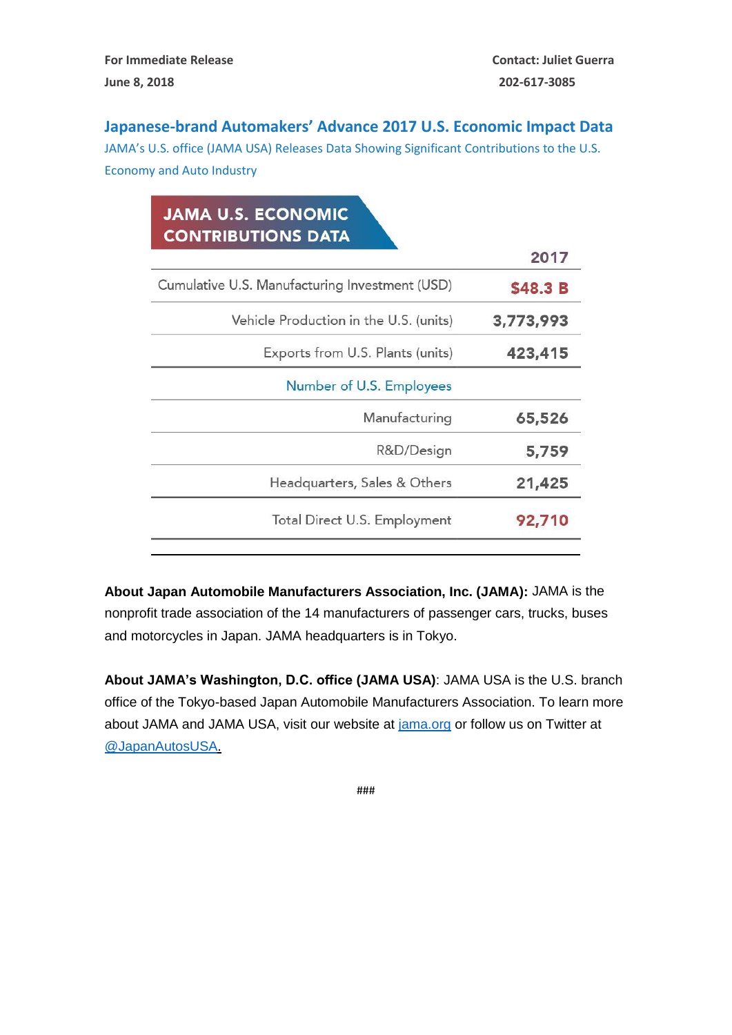For Immediate Release
June 8, 2018

Contact: Juliet Guerra
202-617-3085

## Japanese-brand Automakers' Advance 2017 U.S. Economic Impact Data

JAMA's U.S. office (JAMA USA) Releases Data Showing Significant Contributions to the U.S. Economy and Auto Industry

**JAMA U.S. ECONOMIC CONTRIBUTIONS DATA**

| | 2017 |
|---|---|
| Cumulative U.S. Manufacturing Investment (USD) | **$48.3 B** |
| Vehicle Production in the U.S. (units) | **3,773,993** |
| Exports from U.S. Plants (units) | **423,415** |
| Number of U.S. Employees | |
| Manufacturing | **65,526** |
| R&D/Design | **5,759** |
| Headquarters, Sales & Others | **21,425** |
| Total Direct U.S. Employment | **92,710** |

**About Japan Automobile Manufacturers Association, Inc. (JAMA):** JAMA is the nonprofit trade association of the 14 manufacturers of passenger cars, trucks, buses and motorcycles in Japan. JAMA headquarters is in Tokyo.

**About JAMA's Washington, D.C. office (JAMA USA)**: JAMA USA is the U.S. branch office of the Tokyo-based Japan Automobile Manufacturers Association. To learn more about JAMA and JAMA USA, visit our website at jama.org or follow us on Twitter at @JapanAutosUSA.

###